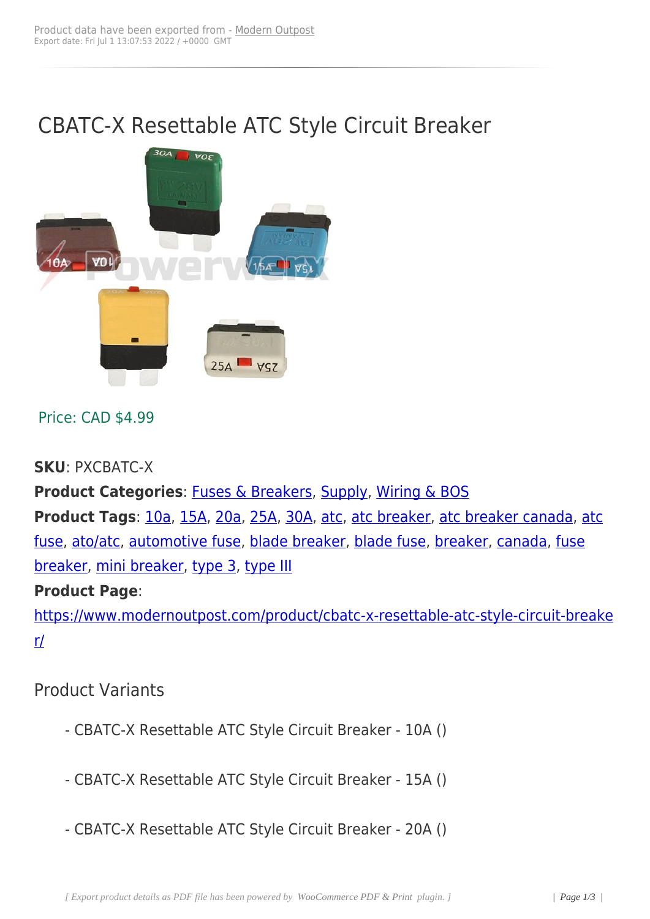Product data have been exported from - [Modern Outpost](https://www.modernoutpost.com)
Export date: Fri Jul 1 13:07:53 2022 / +0000 GMT

# CBATC-X Resettable ATC Style Circuit Breaker

Price: CAD $4.99

**SKU**: PXCBATC-X
**Product Categories**: Fuses & Breakers, Supply, Wiring & BOS
**Product Tags**: 10a, 15A, 20a, 25A, 30A, atc, atc breaker, atc breaker canada, atc fuse, ato/atc, automotive fuse, blade breaker, blade fuse, breaker, canada, fuse breaker, mini breaker, type 3, type III
**Product Page**:
https://www.modernoutpost.com/product/cbatc-x-resettable-atc-style-circuit-breaker/

## Product Variants

- CBATC-X Resettable ATC Style Circuit Breaker - 10A ()

- CBATC-X Resettable ATC Style Circuit Breaker - 15A ()

- CBATC-X Resettable ATC Style Circuit Breaker - 20A ()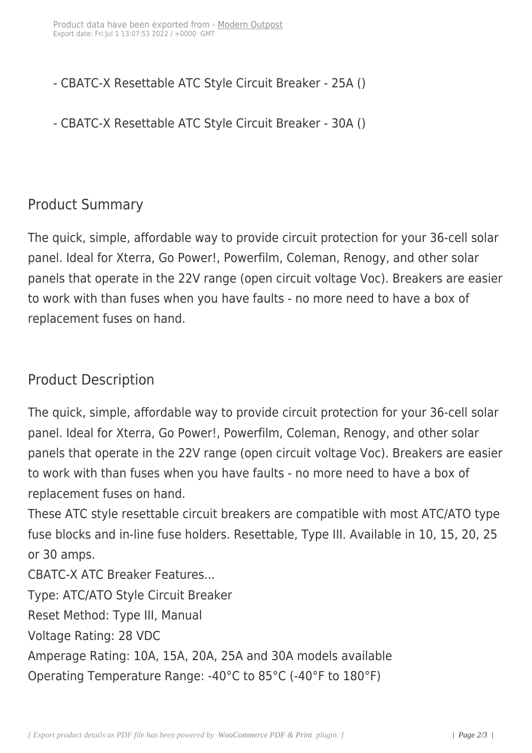- CBATC-X Resettable ATC Style Circuit Breaker - 25A ()

- CBATC-X Resettable ATC Style Circuit Breaker - 30A ()

## Product Summary

The quick, simple, affordable way to provide circuit protection for your 36-cell solar panel. Ideal for Xterra, Go Power!, Powerfilm, Coleman, Renogy, and other solar panels that operate in the 22V range (open circuit voltage Voc). Breakers are easier to work with than fuses when you have faults - no more need to have a box of replacement fuses on hand.

## Product Description

The quick, simple, affordable way to provide circuit protection for your 36-cell solar panel. Ideal for Xterra, Go Power!, Powerfilm, Coleman, Renogy, and other solar panels that operate in the 22V range (open circuit voltage Voc). Breakers are easier to work with than fuses when you have faults - no more need to have a box of replacement fuses on hand.
These ATC style resettable circuit breakers are compatible with most ATC/ATO type fuse blocks and in-line fuse holders. Resettable, Type III. Available in 10, 15, 20, 25 or 30 amps.
CBATC-X ATC Breaker Features...
Type: ATC/ATO Style Circuit Breaker
Reset Method: Type III, Manual
Voltage Rating: 28 VDC
Amperage Rating: 10A, 15A, 20A, 25A and 30A models available
Operating Temperature Range: -40°C to 85°C (-40°F to 180°F)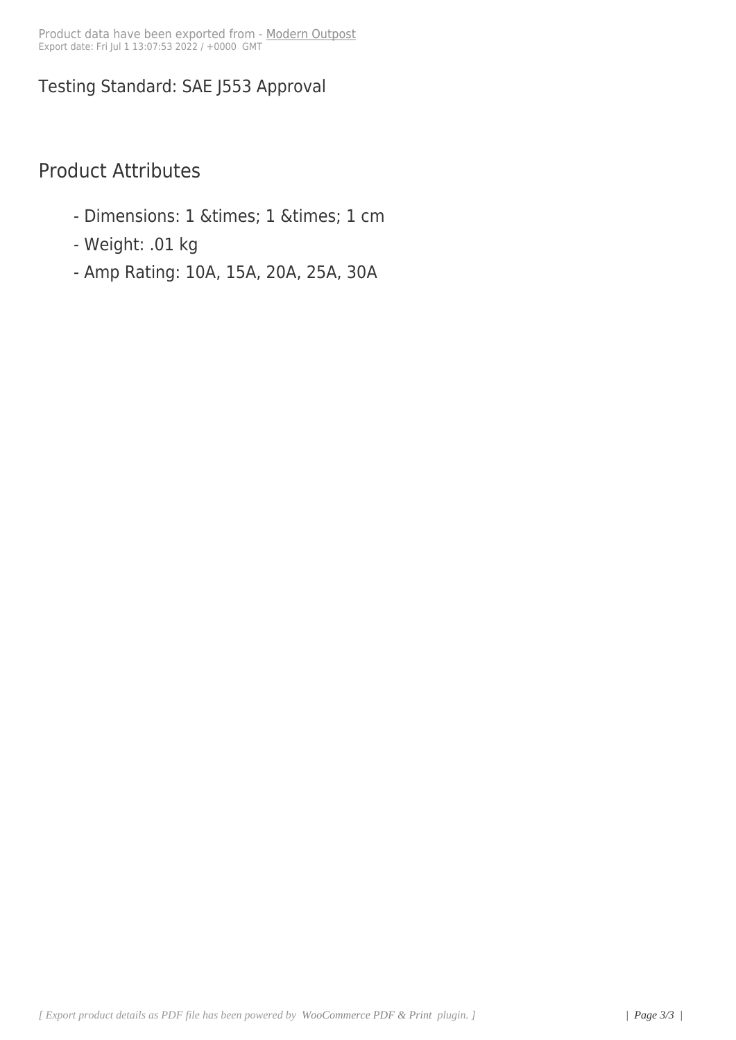Testing Standard: SAE J553 Approval

## Product Attributes

- Dimensions: 1 &times; 1 &times; 1 cm
- Weight: .01 kg
- Amp Rating: 10A, 15A, 20A, 25A, 30A